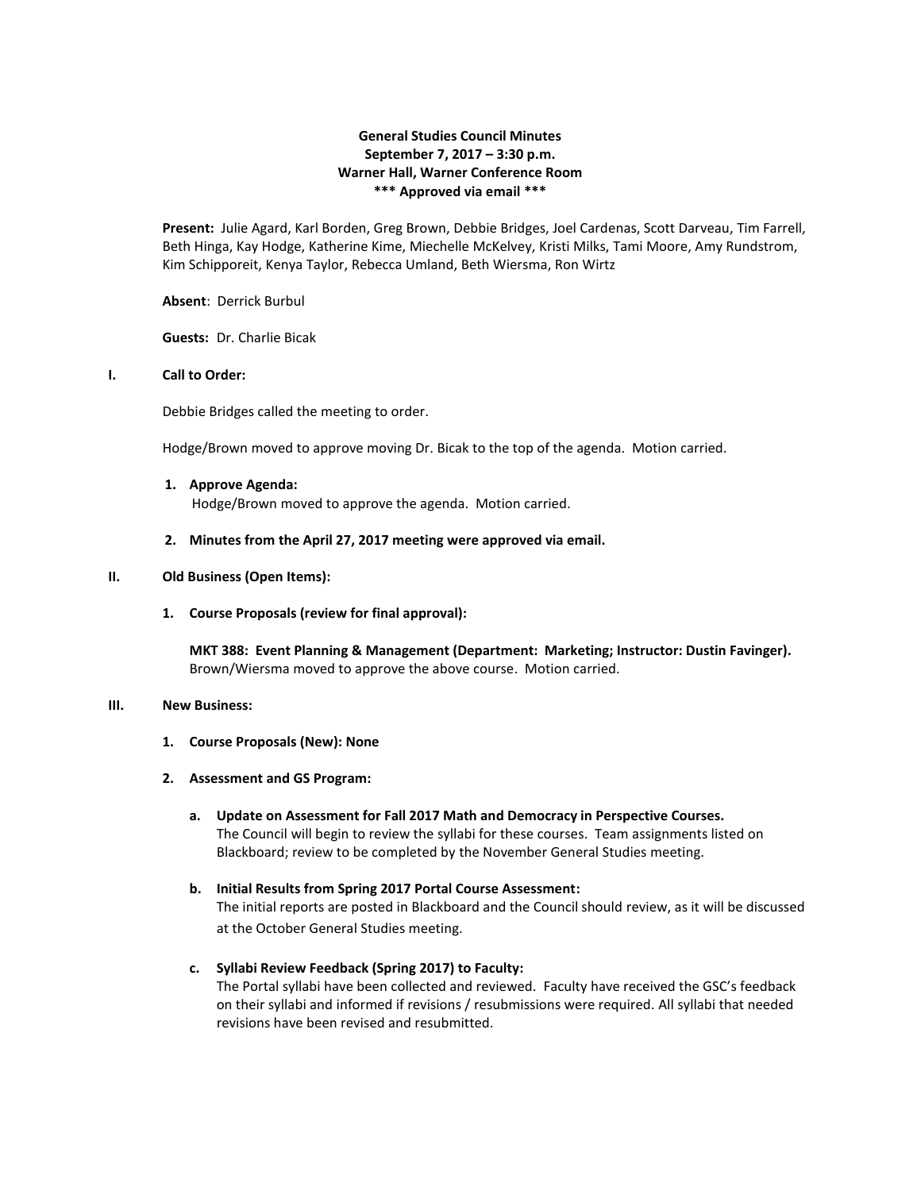**General Studies Council Minutes**
**September 7, 2017 – 3:30 p.m.**
**Warner Hall, Warner Conference Room**
**\*\*\* Approved via email \*\*\***

**Present:** Julie Agard, Karl Borden, Greg Brown, Debbie Bridges, Joel Cardenas, Scott Darveau, Tim Farrell, Beth Hinga, Kay Hodge, Katherine Kime, Miechelle McKelvey, Kristi Milks, Tami Moore, Amy Rundstrom, Kim Schipporeit, Kenya Taylor, Rebecca Umland, Beth Wiersma, Ron Wirtz

**Absent**: Derrick Burbul

**Guests:** Dr. Charlie Bicak

## I. Call to Order:

Debbie Bridges called the meeting to order.

Hodge/Brown moved to approve moving Dr. Bicak to the top of the agenda. Motion carried.

1. **Approve Agenda:**
   Hodge/Brown moved to approve the agenda. Motion carried.

2. **Minutes from the April 27, 2017 meeting were approved via email.**

## II. Old Business (Open Items):

1. **Course Proposals (review for final approval):**

   **MKT 388: Event Planning & Management (Department: Marketing; Instructor: Dustin Favinger).**
   Brown/Wiersma moved to approve the above course. Motion carried.

## III. New Business:

1. **Course Proposals (New): None**

2. **Assessment and GS Program:**

   a. **Update on Assessment for Fall 2017 Math and Democracy in Perspective Courses.**
   The Council will begin to review the syllabi for these courses. Team assignments listed on Blackboard; review to be completed by the November General Studies meeting.

   b. **Initial Results from Spring 2017 Portal Course Assessment:**
   The initial reports are posted in Blackboard and the Council should review, as it will be discussed at the October General Studies meeting.

   c. **Syllabi Review Feedback (Spring 2017) to Faculty:**
   The Portal syllabi have been collected and reviewed. Faculty have received the GSC's feedback on their syllabi and informed if revisions / resubmissions were required. All syllabi that needed revisions have been revised and resubmitted.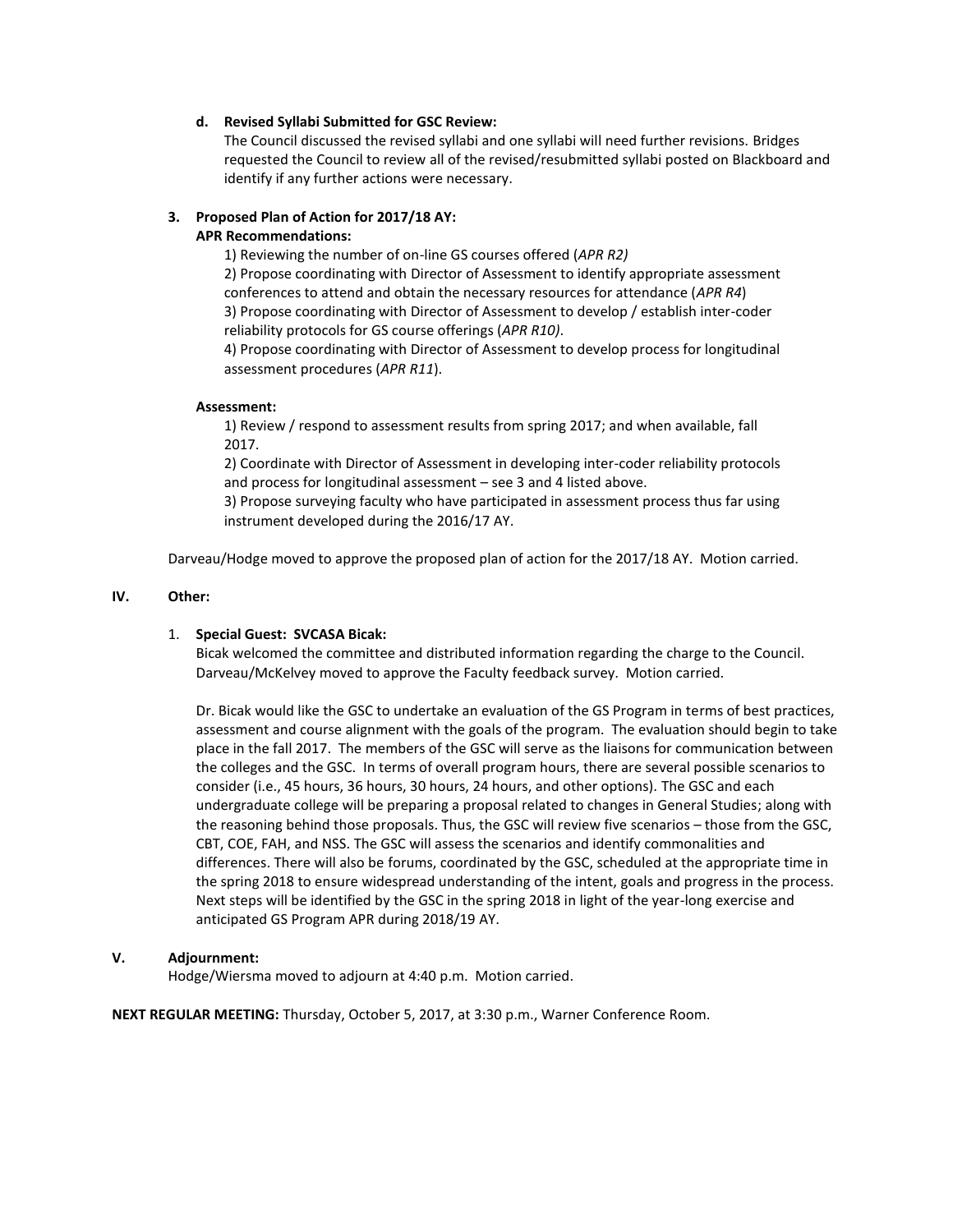**d. Revised Syllabi Submitted for GSC Review:**

The Council discussed the revised syllabi and one syllabi will need further revisions. Bridges requested the Council to review all of the revised/resubmitted syllabi posted on Blackboard and identify if any further actions were necessary.

**3. Proposed Plan of Action for 2017/18 AY:**

**APR Recommendations:**

1) Reviewing the number of on-line GS courses offered (*APR R2)*

2) Propose coordinating with Director of Assessment to identify appropriate assessment conferences to attend and obtain the necessary resources for attendance (*APR R4*)

3) Propose coordinating with Director of Assessment to develop / establish inter-coder reliability protocols for GS course offerings (*APR R10)*.

4) Propose coordinating with Director of Assessment to develop process for longitudinal assessment procedures (*APR R11*).

**Assessment:**

1) Review / respond to assessment results from spring 2017; and when available, fall 2017.

2) Coordinate with Director of Assessment in developing inter-coder reliability protocols and process for longitudinal assessment – see 3 and 4 listed above.

3) Propose surveying faculty who have participated in assessment process thus far using instrument developed during the 2016/17 AY.

Darveau/Hodge moved to approve the proposed plan of action for the 2017/18 AY. Motion carried.

**IV. Other:**

1. **Special Guest: SVCASA Bicak:**

Bicak welcomed the committee and distributed information regarding the charge to the Council. Darveau/McKelvey moved to approve the Faculty feedback survey. Motion carried.

Dr. Bicak would like the GSC to undertake an evaluation of the GS Program in terms of best practices, assessment and course alignment with the goals of the program. The evaluation should begin to take place in the fall 2017. The members of the GSC will serve as the liaisons for communication between the colleges and the GSC. In terms of overall program hours, there are several possible scenarios to consider (i.e., 45 hours, 36 hours, 30 hours, 24 hours, and other options). The GSC and each undergraduate college will be preparing a proposal related to changes in General Studies; along with the reasoning behind those proposals. Thus, the GSC will review five scenarios – those from the GSC, CBT, COE, FAH, and NSS. The GSC will assess the scenarios and identify commonalities and differences. There will also be forums, coordinated by the GSC, scheduled at the appropriate time in the spring 2018 to ensure widespread understanding of the intent, goals and progress in the process. Next steps will be identified by the GSC in the spring 2018 in light of the year-long exercise and anticipated GS Program APR during 2018/19 AY.

**V. Adjournment:**

Hodge/Wiersma moved to adjourn at 4:40 p.m. Motion carried.

**NEXT REGULAR MEETING:** Thursday, October 5, 2017, at 3:30 p.m., Warner Conference Room.